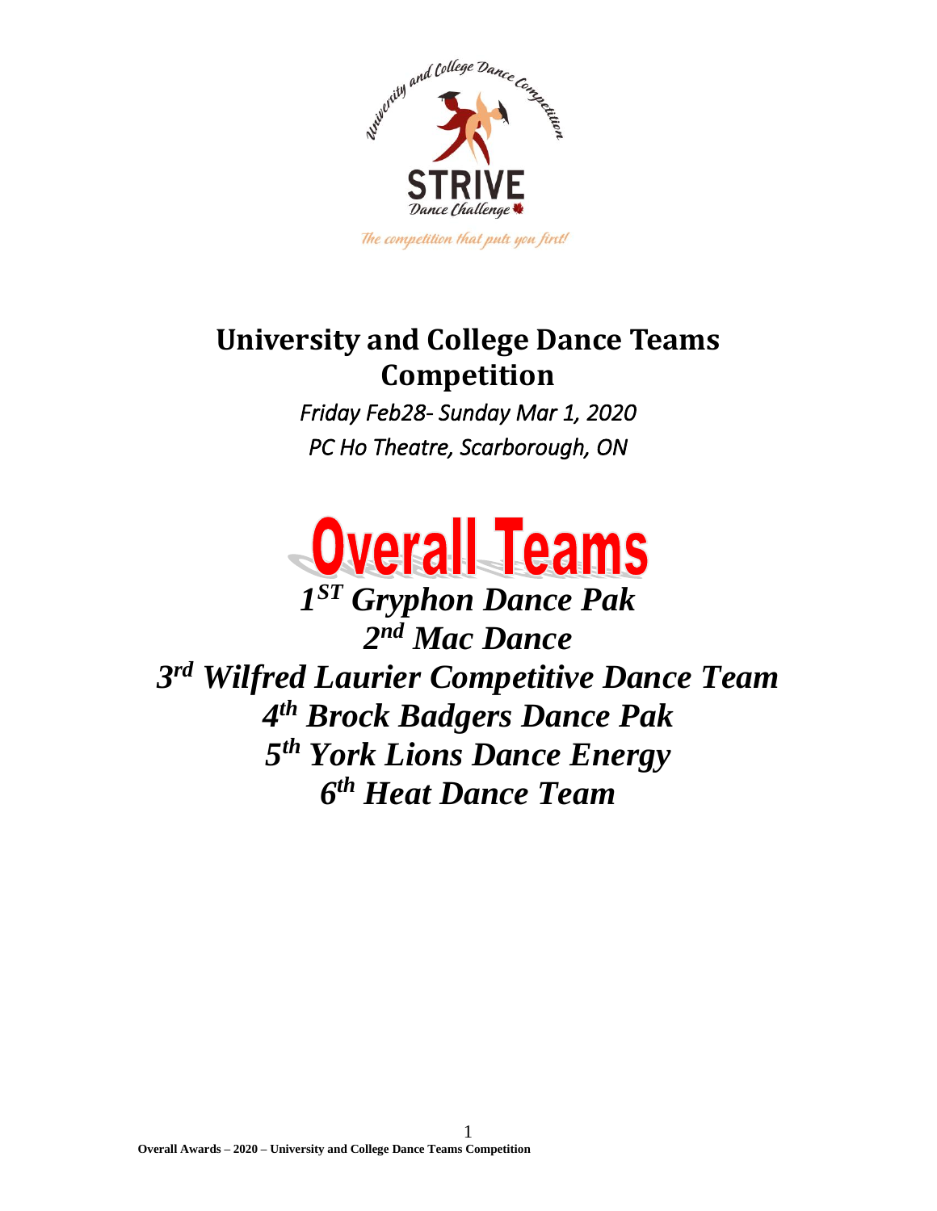# University and College Dance Teams Competition

*Friday Feb28- Sunday Mar 1, 2020*

*PC Ho Theatre, Scarborough, ON*

## Overall Teams

***1ST Gryphon Dance Pak***

***2nd Mac Dance***

***3rd Wilfred Laurier Competitive Dance Team***

***4th Brock Badgers Dance Pak***

***5th York Lions Dance Energy***

***6th Heat Dance Team***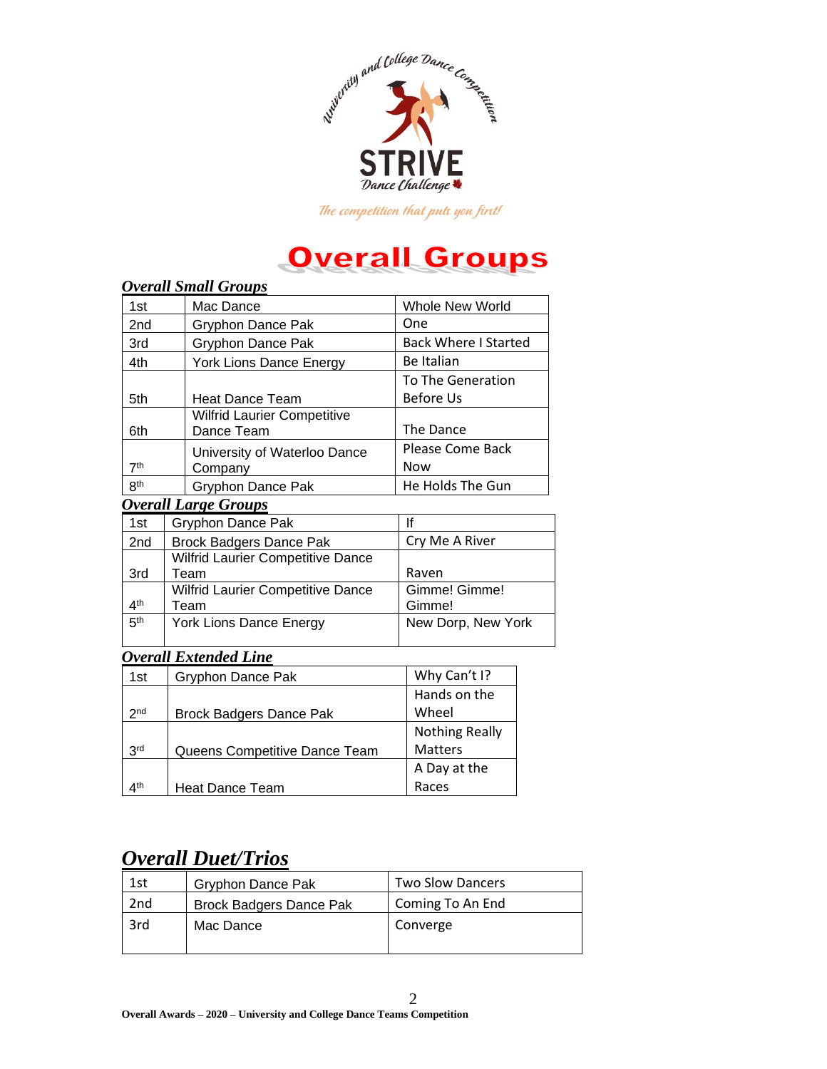University and College Dance Competition

STRIVE Dance Challenge

*The competition that puts you first!*

# Overall Groups

## *Overall Small Groups*

| | | |
|---|---|---|
| 1st | Mac Dance | Whole New World |
| 2nd | Gryphon Dance Pak | One |
| 3rd | Gryphon Dance Pak | Back Where I Started |
| 4th | York Lions Dance Energy | Be Italian |
| 5th | Heat Dance Team | To The Generation Before Us |
| 6th | Wilfrid Laurier Competitive Dance Team | The Dance |
| 7th | University of Waterloo Dance Company | Please Come Back Now |
| 8th | Gryphon Dance Pak | He Holds The Gun |

## *Overall Large Groups*

| | | |
|---|---|---|
| 1st | Gryphon Dance Pak | If |
| 2nd | Brock Badgers Dance Pak | Cry Me A River |
| 3rd | Wilfrid Laurier Competitive Dance Team | Raven |
| 4th | Wilfrid Laurier Competitive Dance Team | Gimme! Gimme! Gimme! |
| 5th | York Lions Dance Energy | New Dorp, New York |

## *Overall Extended Line*

| | | |
|---|---|---|
| 1st | Gryphon Dance Pak | Why Can't I? |
| 2nd | Brock Badgers Dance Pak | Hands on the Wheel |
| 3rd | Queens Competitive Dance Team | Nothing Really Matters |
| 4th | Heat Dance Team | A Day at the Races |

## *Overall Duet/Trios*

| | | |
|---|---|---|
| 1st | Gryphon Dance Pak | Two Slow Dancers |
| 2nd | Brock Badgers Dance Pak | Coming To An End |
| 3rd | Mac Dance | Converge |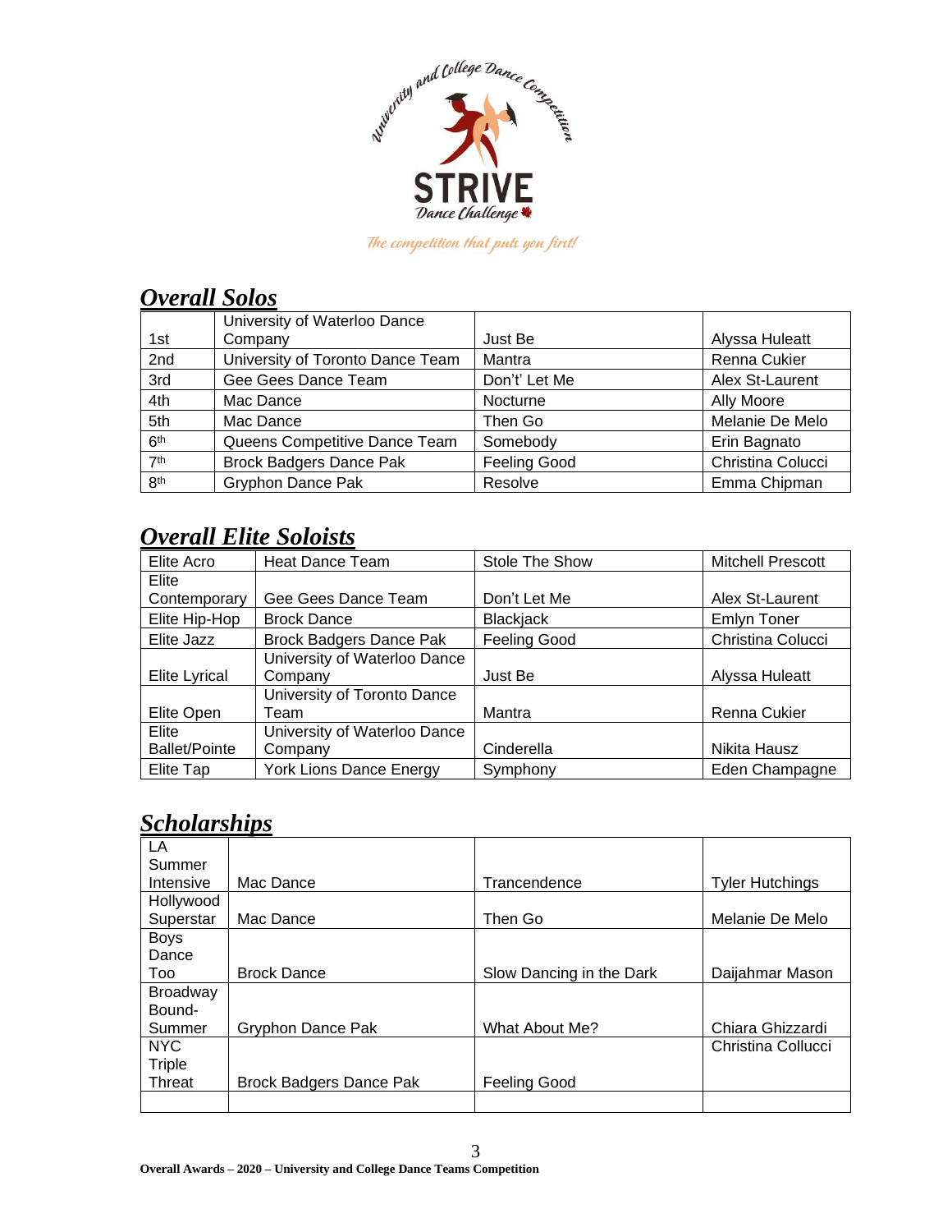## *Overall Solos*

| | | | |
|---|---|---|---|
| 1st | University of Waterloo Dance Company | Just Be | Alyssa Huleatt |
| 2nd | University of Toronto Dance Team | Mantra | Renna Cukier |
| 3rd | Gee Gees Dance Team | Don't' Let Me | Alex St-Laurent |
| 4th | Mac Dance | Nocturne | Ally Moore |
| 5th | Mac Dance | Then Go | Melanie De Melo |
| 6th | Queens Competitive Dance Team | Somebody | Erin Bagnato |
| 7th | Brock Badgers Dance Pak | Feeling Good | Christina Colucci |
| 8th | Gryphon Dance Pak | Resolve | Emma Chipman |

## *Overall Elite Soloists*

| | | | |
|---|---|---|---|
| Elite Acro | Heat Dance Team | Stole The Show | Mitchell Prescott |
| Elite Contemporary | Gee Gees Dance Team | Don't Let Me | Alex St-Laurent |
| Elite Hip-Hop | Brock Dance | Blackjack | Emlyn Toner |
| Elite Jazz | Brock Badgers Dance Pak | Feeling Good | Christina Colucci |
| Elite Lyrical | University of Waterloo Dance Company | Just Be | Alyssa Huleatt |
| Elite Open | University of Toronto Dance Team | Mantra | Renna Cukier |
| Elite Ballet/Pointe | University of Waterloo Dance Company | Cinderella | Nikita Hausz |
| Elite Tap | York Lions Dance Energy | Symphony | Eden Champagne |

## *Scholarships*

| | | | |
|---|---|---|---|
| LA Summer Intensive | Mac Dance | Trancendence | Tyler Hutchings |
| Hollywood Superstar | Mac Dance | Then Go | Melanie De Melo |
| Boys Dance Too | Brock Dance | Slow Dancing in the Dark | Daijahmar Mason |
| Broadway Bound-Summer | Gryphon Dance Pak | What About Me? | Chiara Ghizzardi |
| NYC Triple Threat | Brock Badgers Dance Pak | Feeling Good | Christina Collucci |
| | | | |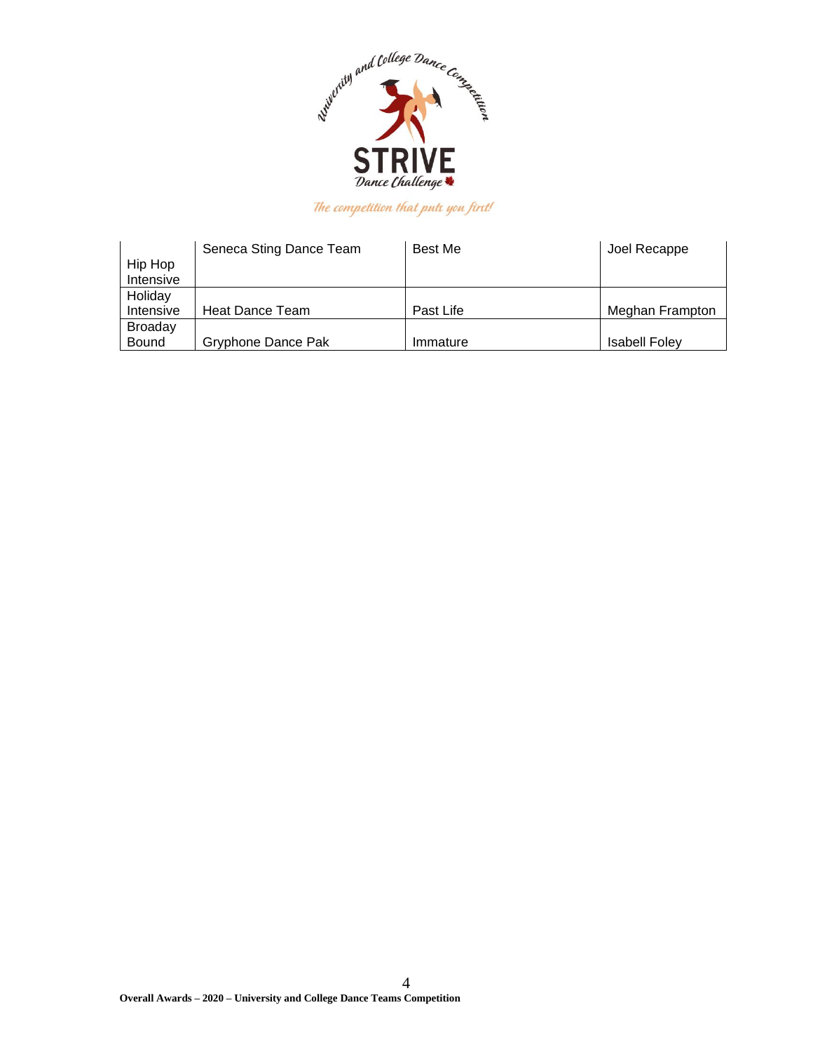| | | | |
|---|---|---|---|
| Hip Hop Intensive | Seneca Sting Dance Team | Best Me | Joel Recappe |
| Holiday Intensive | Heat Dance Team | Past Life | Meghan Frampton |
| Broaday Bound | Gryphone Dance Pak | Immature | Isabell Foley |